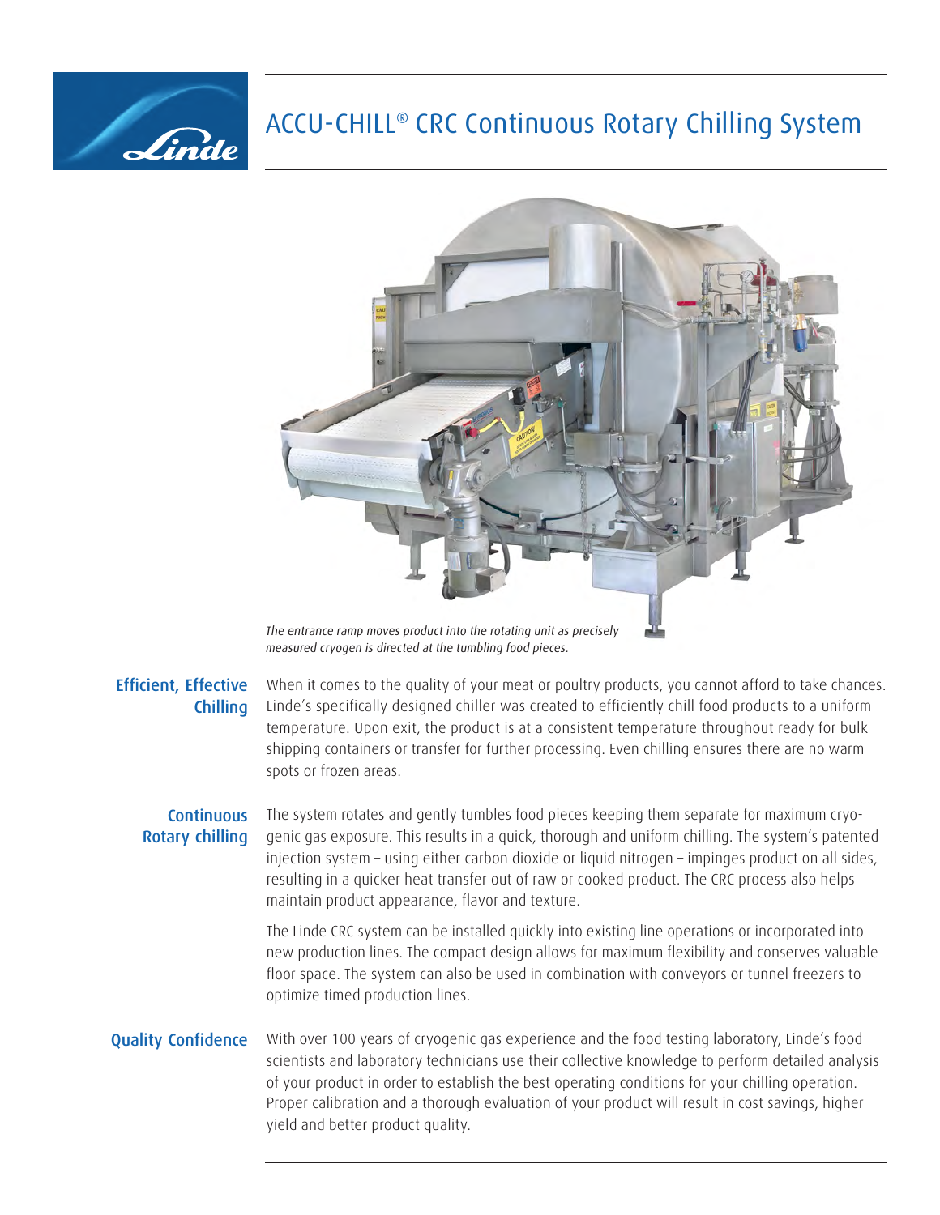# ACCU-CHILL® CRC Continuous Rotary Chilling System

*The entrance ramp moves product into the rotating unit as precisely measured cryogen is directed at the tumbling food pieces.*

## Efficient, Effective Chilling

When it comes to the quality of your meat or poultry products, you cannot afford to take chances. Linde's specifically designed chiller was created to efficiently chill food products to a uniform temperature. Upon exit, the product is at a consistent temperature throughout ready for bulk shipping containers or transfer for further processing. Even chilling ensures there are no warm spots or frozen areas.

## Continuous Rotary chilling

The system rotates and gently tumbles food pieces keeping them separate for maximum cryogenic gas exposure. This results in a quick, thorough and uniform chilling. The system's patented injection system – using either carbon dioxide or liquid nitrogen – impinges product on all sides, resulting in a quicker heat transfer out of raw or cooked product. The CRC process also helps maintain product appearance, flavor and texture.

The Linde CRC system can be installed quickly into existing line operations or incorporated into new production lines. The compact design allows for maximum flexibility and conserves valuable floor space. The system can also be used in combination with conveyors or tunnel freezers to optimize timed production lines.

## Quality Confidence

With over 100 years of cryogenic gas experience and the food testing laboratory, Linde's food scientists and laboratory technicians use their collective knowledge to perform detailed analysis of your product in order to establish the best operating conditions for your chilling operation. Proper calibration and a thorough evaluation of your product will result in cost savings, higher yield and better product quality.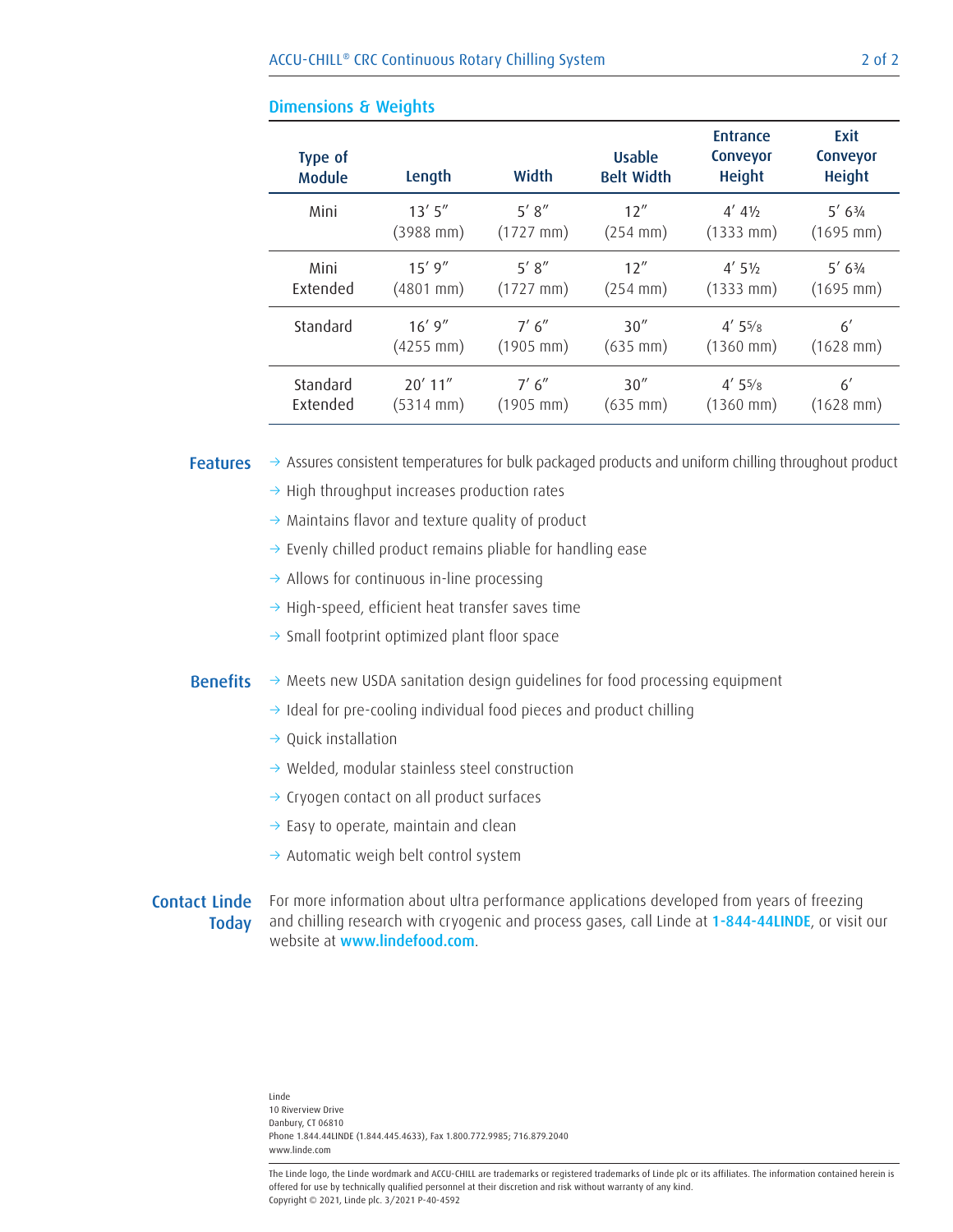## Dimensions & Weights

| Type of Module | Length | Width | Usable Belt Width | Entrance Conveyor Height | Exit Conveyor Height |
|---|---|---|---|---|---|
| Mini | 13′ 5″ (3988 mm) | 5′ 8″ (1727 mm) | 12″ (254 mm) | 4′ 4½ (1333 mm) | 5′ 6¾ (1695 mm) |
| Mini Extended | 15′ 9″ (4801 mm) | 5′ 8″ (1727 mm) | 12″ (254 mm) | 4′ 5½ (1333 mm) | 5′ 6¾ (1695 mm) |
| Standard | 16′ 9″ (4255 mm) | 7′ 6″ (1905 mm) | 30″ (635 mm) | 4′ 5⅝ (1360 mm) | 6′ (1628 mm) |
| Standard Extended | 20′ 11″ (5314 mm) | 7′ 6″ (1905 mm) | 30″ (635 mm) | 4′ 5⅝ (1360 mm) | 6′ (1628 mm) |

## Features

- → Assures consistent temperatures for bulk packaged products and uniform chilling throughout product
- → High throughput increases production rates
- → Maintains flavor and texture quality of product
- → Evenly chilled product remains pliable for handling ease
- → Allows for continuous in-line processing
- → High-speed, efficient heat transfer saves time
- → Small footprint optimized plant floor space

## Benefits

- → Meets new USDA sanitation design guidelines for food processing equipment
- → Ideal for pre-cooling individual food pieces and product chilling
- → Quick installation
- → Welded, modular stainless steel construction
- → Cryogen contact on all product surfaces
- → Easy to operate, maintain and clean
- → Automatic weigh belt control system

## Contact Linde Today

For more information about ultra performance applications developed from years of freezing and chilling research with cryogenic and process gases, call Linde at **1-844-44LINDE**, or visit our website at **www.lindefood.com**.

Linde
10 Riverview Drive
Danbury, CT 06810
Phone 1.844.44LINDE (1.844.445.4633), Fax 1.800.772.9985; 716.879.2040
www.linde.com

The Linde logo, the Linde wordmark and ACCU-CHILL are trademarks or registered trademarks of Linde plc or its affiliates. The information contained herein is offered for use by technically qualified personnel at their discretion and risk without warranty of any kind.
Copyright © 2021, Linde plc. 3/2021 P-40-4592